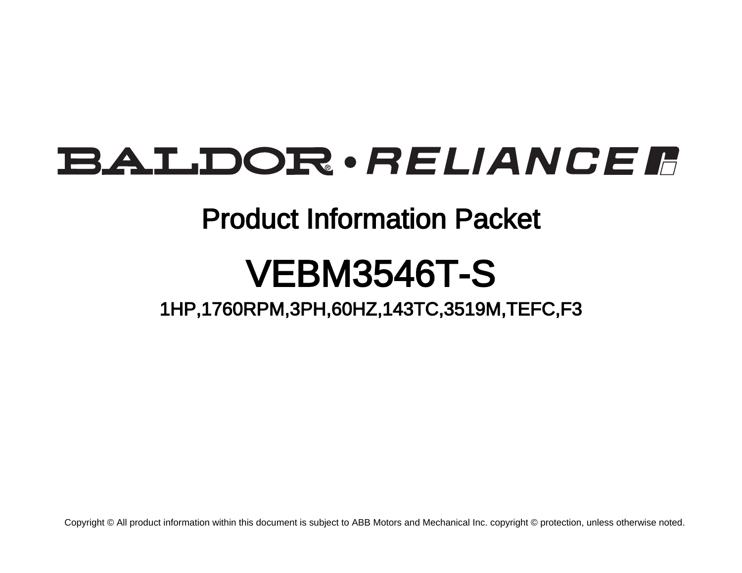# BALDOR • RELIANCE

## Product Information Packet

# VEBM3546T-S

### 1HP,1760RPM,3PH,60HZ,143TC,3519M,TEFC,F3

Copyright © All product information within this document is subject to ABB Motors and Mechanical Inc. copyright © protection, unless otherwise noted.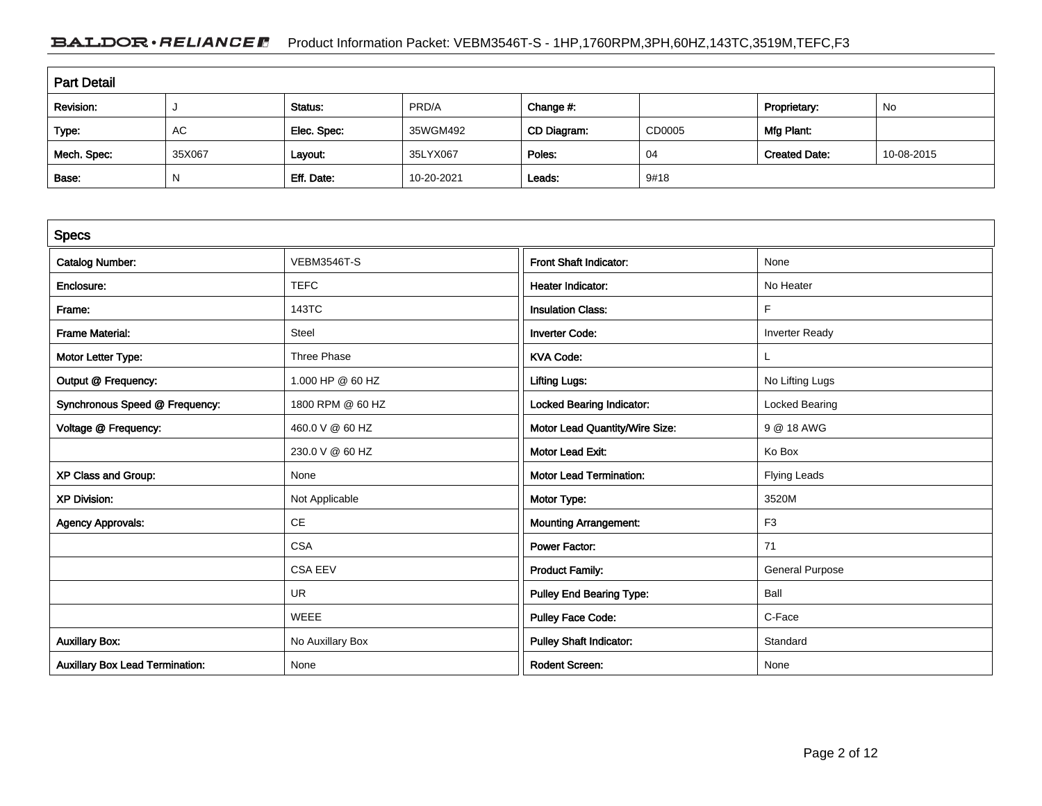## Part Detail

| Revision: | J | Status: | PRD/A | Change #: | | Proprietary: | No |
|---|---|---|---|---|---|---|---|
| Type: | AC | Elec. Spec: | 35WGM492 | CD Diagram: | CD0005 | Mfg Plant: | |
| Mech. Spec: | 35X067 | Layout: | 35LYX067 | Poles: | 04 | Created Date: | 10-08-2015 |
| Base: | N | Eff. Date: | 10-20-2021 | Leads: | 9#18 | | |

## Specs

| Catalog Number: | VEBM3546T-S |
|---|---|
| Enclosure: | TEFC |
| Frame: | 143TC |
| Frame Material: | Steel |
| Motor Letter Type: | Three Phase |
| Output @ Frequency: | 1.000 HP @ 60 HZ |
| Synchronous Speed @ Frequency: | 1800 RPM @ 60 HZ |
| Voltage @ Frequency: | 460.0 V @ 60 HZ |
| | 230.0 V @ 60 HZ |
| XP Class and Group: | None |
| XP Division: | Not Applicable |
| Agency Approvals: | CE |
| | CSA |
| | CSA EEV |
| | UR |
| | WEEE |
| Auxillary Box: | No Auxillary Box |
| Auxillary Box Lead Termination: | None |

| Front Shaft Indicator: | None |
|---|---|
| Heater Indicator: | No Heater |
| Insulation Class: | F |
| Inverter Code: | Inverter Ready |
| KVA Code: | L |
| Lifting Lugs: | No Lifting Lugs |
| Locked Bearing Indicator: | Locked Bearing |
| Motor Lead Quantity/Wire Size: | 9 @ 18 AWG |
| Motor Lead Exit: | Ko Box |
| Motor Lead Termination: | Flying Leads |
| Motor Type: | 3520M |
| Mounting Arrangement: | F3 |
| Power Factor: | 71 |
| Product Family: | General Purpose |
| Pulley End Bearing Type: | Ball |
| Pulley Face Code: | C-Face |
| Pulley Shaft Indicator: | Standard |
| Rodent Screen: | None |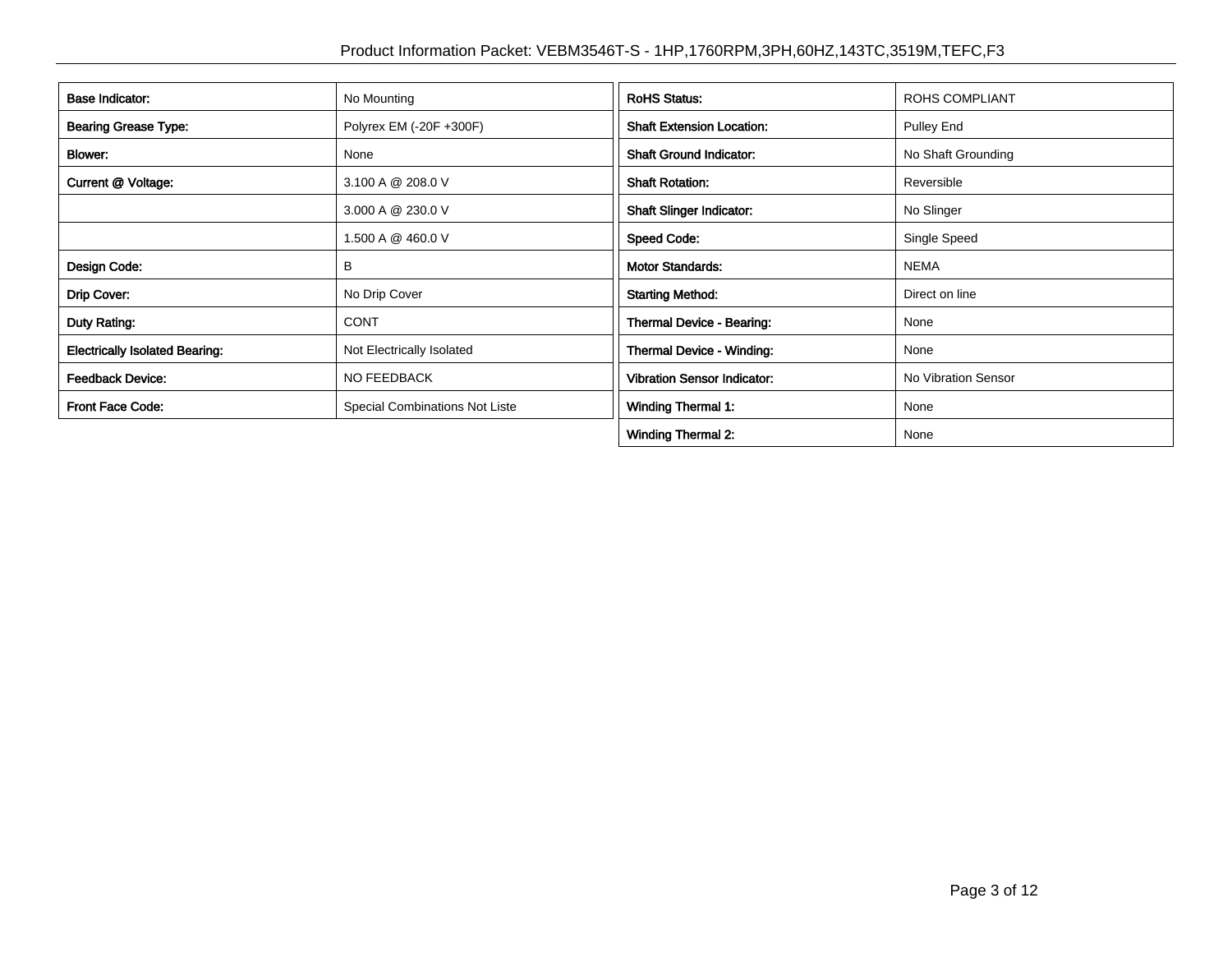| Base Indicator: | No Mounting |
| --- | --- |
| Bearing Grease Type: | Polyrex EM (-20F +300F) |
| Blower: | None |
| Current @ Voltage: | 3.100 A @ 208.0 V |
| | 3.000 A @ 230.0 V |
| | 1.500 A @ 460.0 V |
| Design Code: | B |
| Drip Cover: | No Drip Cover |
| Duty Rating: | CONT |
| Electrically Isolated Bearing: | Not Electrically Isolated |
| Feedback Device: | NO FEEDBACK |
| Front Face Code: | Special Combinations Not Liste |

| RoHS Status: | ROHS COMPLIANT |
| --- | --- |
| Shaft Extension Location: | Pulley End |
| Shaft Ground Indicator: | No Shaft Grounding |
| Shaft Rotation: | Reversible |
| Shaft Slinger Indicator: | No Slinger |
| Speed Code: | Single Speed |
| Motor Standards: | NEMA |
| Starting Method: | Direct on line |
| Thermal Device - Bearing: | None |
| Thermal Device - Winding: | None |
| Vibration Sensor Indicator: | No Vibration Sensor |
| Winding Thermal 1: | None |
| Winding Thermal 2: | None |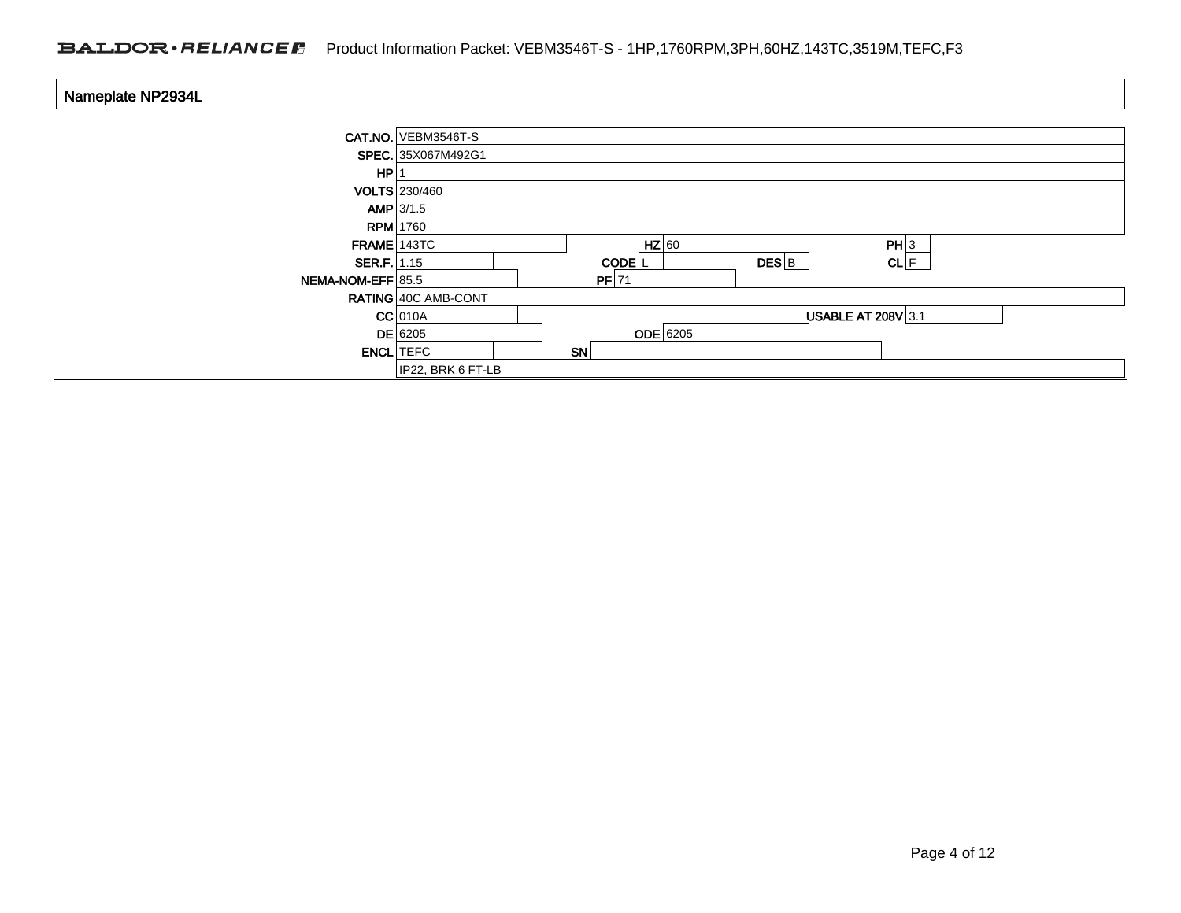## Nameplate NP2934L

| Field | Value | Field | Value | Field | Value | Field | Value |
|---|---|---|---|---|---|---|---|
| CAT.NO. | VEBM3546T-S | | | | | | |
| SPEC. | 35X067M492G1 | | | | | | |
| HP | 1 | | | | | | |
| VOLTS | 230/460 | | | | | | |
| AMP | 3/1.5 | | | | | | |
| RPM | 1760 | | | | | | |
| FRAME | 143TC | HZ | 60 | | | PH | 3 |
| SER.F. | 1.15 | CODE | L | DES | B | CL | F |
| NEMA-NOM-EFF | 85.5 | PF | 71 | | | | |
| RATING | 40C AMB-CONT | | | | | | |
| CC | 010A | | | | | USABLE AT 208V | 3.1 |
| DE | 6205 | ODE | 6205 | | | | |
| ENCL | TEFC | SN | | | | | |
| | IP22, BRK 6 FT-LB | | | | | | |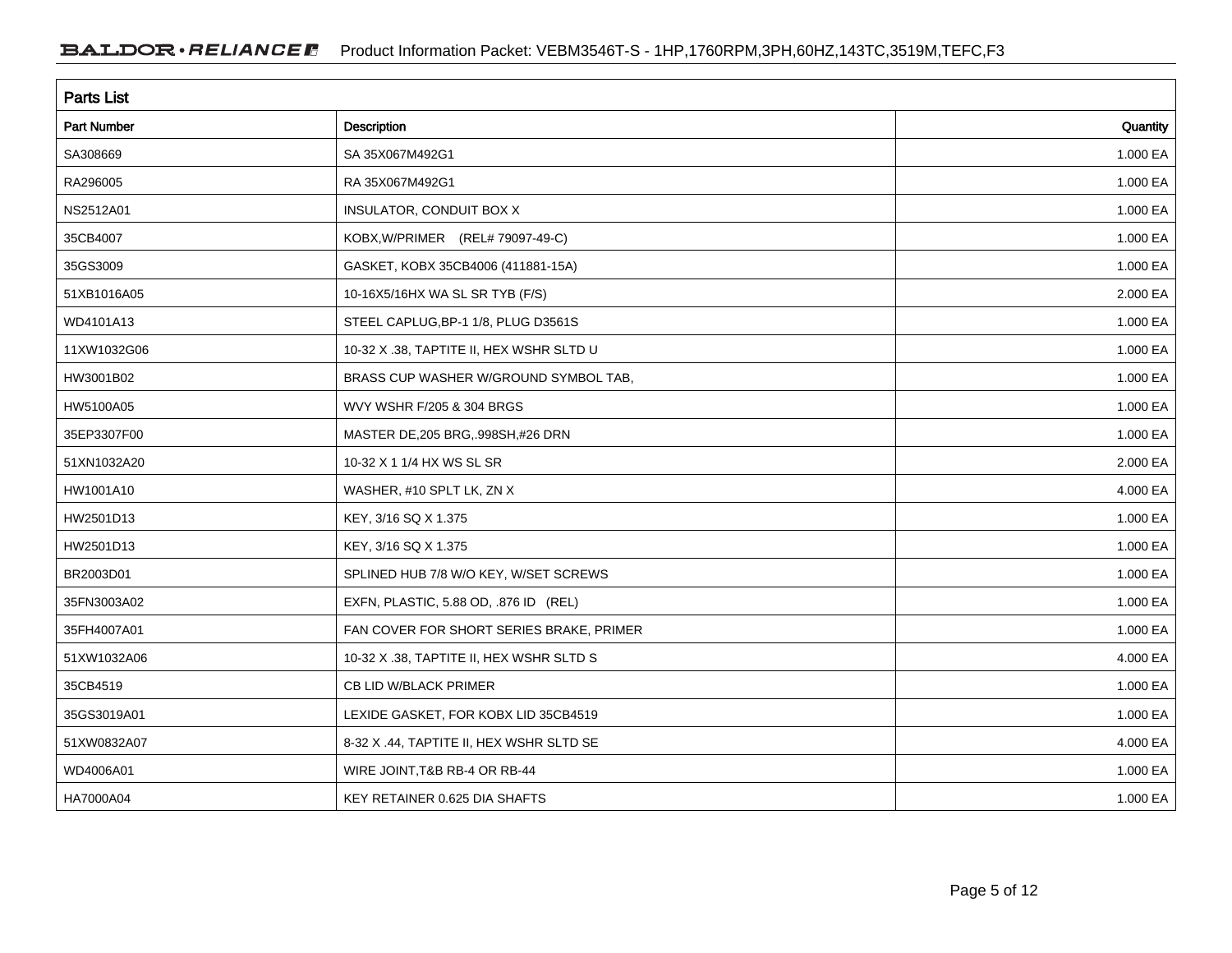| Parts List | | |
|---|---|---|
| **Part Number** | **Description** | **Quantity** |
| SA308669 | SA 35X067M492G1 | 1.000 EA |
| RA296005 | RA 35X067M492G1 | 1.000 EA |
| NS2512A01 | INSULATOR, CONDUIT BOX X | 1.000 EA |
| 35CB4007 | KOBX,W/PRIMER (REL# 79097-49-C) | 1.000 EA |
| 35GS3009 | GASKET, KOBX 35CB4006 (411881-15A) | 1.000 EA |
| 51XB1016A05 | 10-16X5/16HX WA SL SR TYB (F/S) | 2.000 EA |
| WD4101A13 | STEEL CAPLUG,BP-1 1/8, PLUG D3561S | 1.000 EA |
| 11XW1032G06 | 10-32 X .38, TAPTITE II, HEX WSHR SLTD U | 1.000 EA |
| HW3001B02 | BRASS CUP WASHER W/GROUND SYMBOL TAB, | 1.000 EA |
| HW5100A05 | WVY WSHR F/205 & 304 BRGS | 1.000 EA |
| 35EP3307F00 | MASTER DE,205 BRG,.998SH,#26 DRN | 1.000 EA |
| 51XN1032A20 | 10-32 X 1 1/4 HX WS SL SR | 2.000 EA |
| HW1001A10 | WASHER, #10 SPLT LK, ZN X | 4.000 EA |
| HW2501D13 | KEY, 3/16 SQ X 1.375 | 1.000 EA |
| HW2501D13 | KEY, 3/16 SQ X 1.375 | 1.000 EA |
| BR2003D01 | SPLINED HUB 7/8 W/O KEY, W/SET SCREWS | 1.000 EA |
| 35FN3003A02 | EXFN, PLASTIC, 5.88 OD, .876 ID (REL) | 1.000 EA |
| 35FH4007A01 | FAN COVER FOR SHORT SERIES BRAKE, PRIMER | 1.000 EA |
| 51XW1032A06 | 10-32 X .38, TAPTITE II, HEX WSHR SLTD S | 4.000 EA |
| 35CB4519 | CB LID W/BLACK PRIMER | 1.000 EA |
| 35GS3019A01 | LEXIDE GASKET, FOR KOBX LID 35CB4519 | 1.000 EA |
| 51XW0832A07 | 8-32 X .44, TAPTITE II, HEX WSHR SLTD SE | 4.000 EA |
| WD4006A01 | WIRE JOINT,T&B RB-4 OR RB-44 | 1.000 EA |
| HA7000A04 | KEY RETAINER 0.625 DIA SHAFTS | 1.000 EA |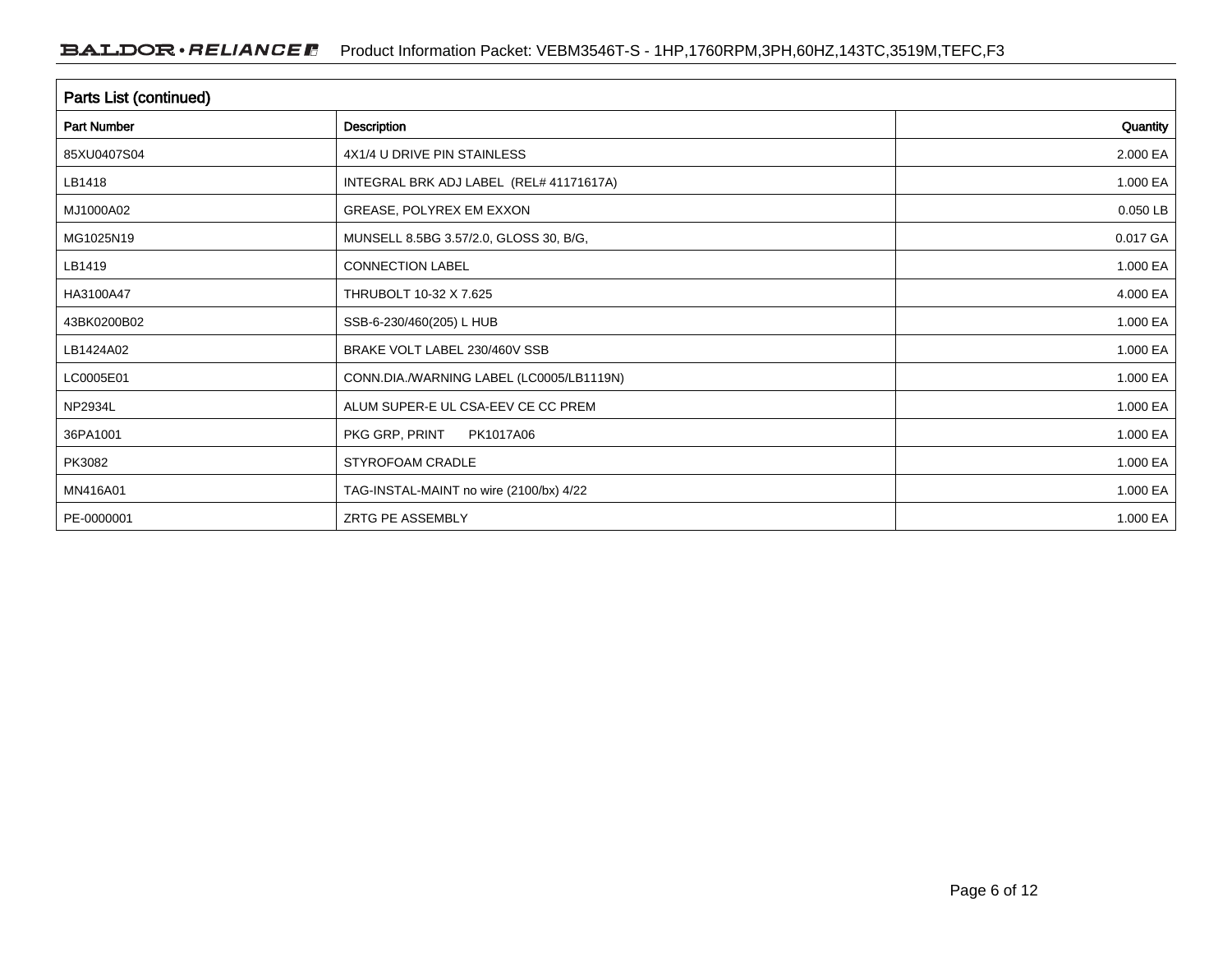## Parts List (continued)

| Part Number | Description | Quantity |
|---|---|---|
| 85XU0407S04 | 4X1/4 U DRIVE PIN STAINLESS | 2.000 EA |
| LB1418 | INTEGRAL BRK ADJ LABEL (REL# 41171617A) | 1.000 EA |
| MJ1000A02 | GREASE, POLYREX EM EXXON | 0.050 LB |
| MG1025N19 | MUNSELL 8.5BG 3.57/2.0, GLOSS 30, B/G, | 0.017 GA |
| LB1419 | CONNECTION LABEL | 1.000 EA |
| HA3100A47 | THRUBOLT 10-32 X 7.625 | 4.000 EA |
| 43BK0200B02 | SSB-6-230/460(205) L HUB | 1.000 EA |
| LB1424A02 | BRAKE VOLT LABEL 230/460V SSB | 1.000 EA |
| LC0005E01 | CONN.DIA./WARNING LABEL (LC0005/LB1119N) | 1.000 EA |
| NP2934L | ALUM SUPER-E UL CSA-EEV CE CC PREM | 1.000 EA |
| 36PA1001 | PKG GRP, PRINT PK1017A06 | 1.000 EA |
| PK3082 | STYROFOAM CRADLE | 1.000 EA |
| MN416A01 | TAG-INSTAL-MAINT no wire (2100/bx) 4/22 | 1.000 EA |
| PE-0000001 | ZRTG PE ASSEMBLY | 1.000 EA |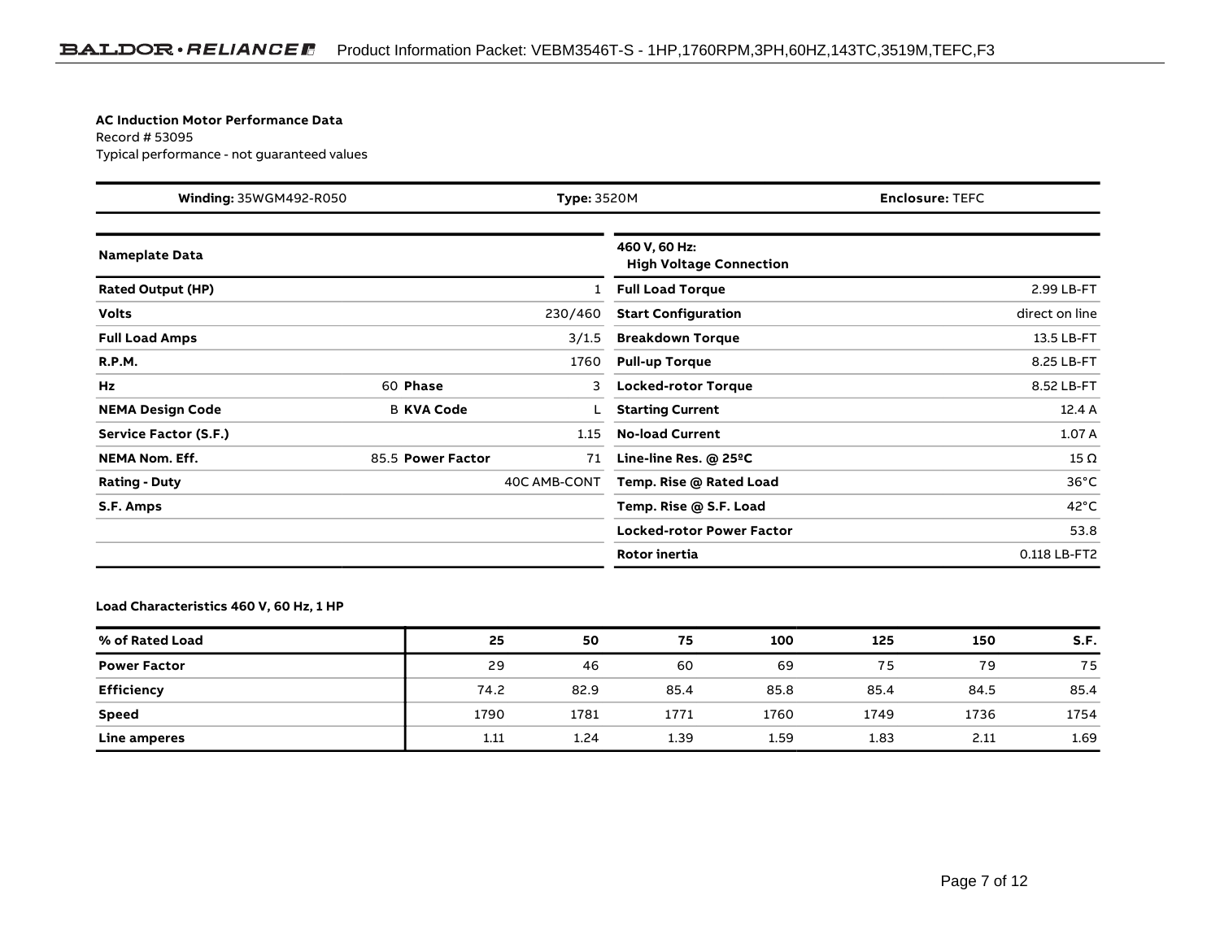**AC Induction Motor Performance Data**
Record # 53095
Typical performance - not guaranteed values

| **Winding:** 35WGM492-R050 | **Type:** 3520M | **Enclosure:** TEFC |
|---|---|---|

| **Nameplate Data** | | | | **460 V, 60 Hz: High Voltage Connection** | |
|---|---|---|---|---|---|
| **Rated Output (HP)** | | | 1 | **Full Load Torque** | 2.99 LB-FT |
| **Volts** | | | 230/460 | **Start Configuration** | direct on line |
| **Full Load Amps** | | | 3/1.5 | **Breakdown Torque** | 13.5 LB-FT |
| **R.P.M.** | | | 1760 | **Pull-up Torque** | 8.25 LB-FT |
| **Hz** | 60 | **Phase** | 3 | **Locked-rotor Torque** | 8.52 LB-FT |
| **NEMA Design Code** | B | **KVA Code** | L | **Starting Current** | 12.4 A |
| **Service Factor (S.F.)** | | | 1.15 | **No-load Current** | 1.07 A |
| **NEMA Nom. Eff.** | 85.5 | **Power Factor** | 71 | **Line-line Res. @ 25ºC** | 15 Ω |
| **Rating - Duty** | | | 40C AMB-CONT | **Temp. Rise @ Rated Load** | 36°C |
| **S.F. Amps** | | | | **Temp. Rise @ S.F. Load** | 42°C |
| | | | | **Locked-rotor Power Factor** | 53.8 |
| | | | | **Rotor inertia** | 0.118 LB-FT2 |

**Load Characteristics 460 V, 60 Hz, 1 HP**

| **% of Rated Load** | **25** | **50** | **75** | **100** | **125** | **150** | **S.F.** |
|---|---|---|---|---|---|---|---|
| **Power Factor** | 29 | 46 | 60 | 69 | 75 | 79 | 75 |
| **Efficiency** | 74.2 | 82.9 | 85.4 | 85.8 | 85.4 | 84.5 | 85.4 |
| **Speed** | 1790 | 1781 | 1771 | 1760 | 1749 | 1736 | 1754 |
| **Line amperes** | 1.11 | 1.24 | 1.39 | 1.59 | 1.83 | 2.11 | 1.69 |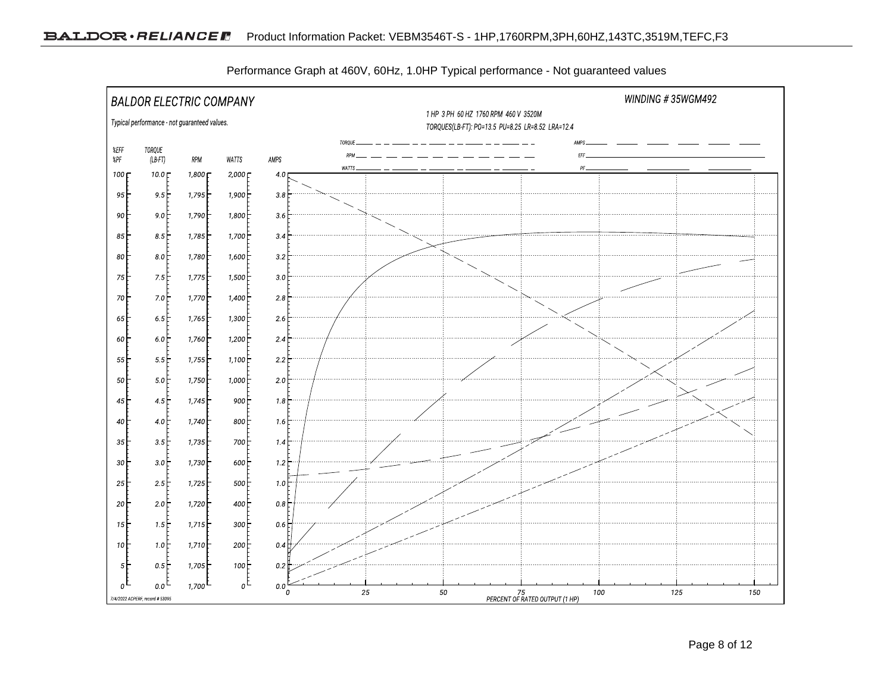Performance Graph at 460V, 60Hz, 1.0HP Typical performance - Not guaranteed values

BALDOR ELECTRIC COMPANY

WINDING # 35WGM492

Typical performance - not guaranteed values.

1 HP 3 PH 60 HZ 1760 RPM 460 V 3520M

TORQUES(LB-FT): PO=13.5 PU=8.25 LR=8.52 LRA=12.4

| %EFF %PF | TORQUE (LB-FT) | RPM | WATTS | AMPS |
|---|---|---|---|---|
| 100 | 10.0 | 1,800 | 2,000 | 4.0 |
| 95 | 9.5 | 1,795 | 1,900 | 3.8 |
| 90 | 9.0 | 1,790 | 1,800 | 3.6 |
| 85 | 8.5 | 1,785 | 1,700 | 3.4 |
| 80 | 8.0 | 1,780 | 1,600 | 3.2 |
| 75 | 7.5 | 1,775 | 1,500 | 3.0 |
| 70 | 7.0 | 1,770 | 1,400 | 2.8 |
| 65 | 6.5 | 1,765 | 1,300 | 2.6 |
| 60 | 6.0 | 1,760 | 1,200 | 2.4 |
| 55 | 5.5 | 1,755 | 1,100 | 2.2 |
| 50 | 5.0 | 1,750 | 1,000 | 2.0 |
| 45 | 4.5 | 1,745 | 900 | 1.8 |
| 40 | 4.0 | 1,740 | 800 | 1.6 |
| 35 | 3.5 | 1,735 | 700 | 1.4 |
| 30 | 3.0 | 1,730 | 600 | 1.2 |
| 25 | 2.5 | 1,725 | 500 | 1.0 |
| 20 | 2.0 | 1,720 | 400 | 0.8 |
| 15 | 1.5 | 1,715 | 300 | 0.6 |
| 10 | 1.0 | 1,710 | 200 | 0.4 |
| 5 | 0.5 | 1,705 | 100 | 0.2 |
| 0 | 0.0 | 1,700 | 0 | 0.0 |

Legend: TORQUE, RPM, WATTS, AMPS, EFF, PF

PERCENT OF RATED OUTPUT (1 HP): 0, 25, 50, 75, 100, 125, 150

7/4/2022 ACPERF, record # 53095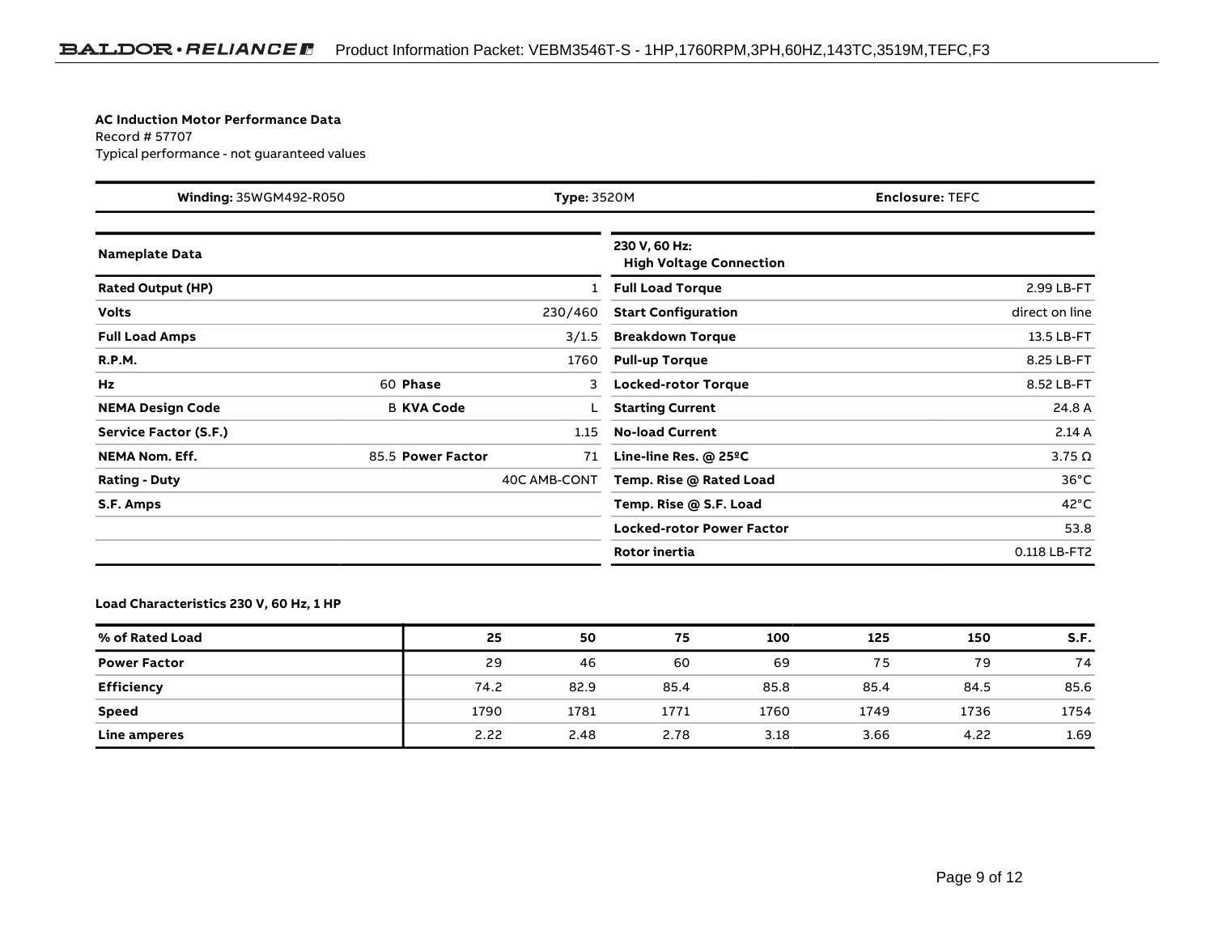**AC Induction Motor Performance Data**
Record # 57707
Typical performance - not guaranteed values

| **Winding:** 35WGM492-R050 | **Type:** 3520M | **Enclosure:** TEFC |
|---|---|---|

| **Nameplate Data** | | | | **230 V, 60 Hz: High Voltage Connection** | |
|---|---|---|---|---|---|
| **Rated Output (HP)** | | | 1 | **Full Load Torque** | 2.99 LB-FT |
| **Volts** | | | 230/460 | **Start Configuration** | direct on line |
| **Full Load Amps** | | | 3/1.5 | **Breakdown Torque** | 13.5 LB-FT |
| **R.P.M.** | | | 1760 | **Pull-up Torque** | 8.25 LB-FT |
| **Hz** | 60 | **Phase** | 3 | **Locked-rotor Torque** | 8.52 LB-FT |
| **NEMA Design Code** | B | **KVA Code** | L | **Starting Current** | 24.8 A |
| **Service Factor (S.F.)** | | | 1.15 | **No-load Current** | 2.14 A |
| **NEMA Nom. Eff.** | 85.5 | **Power Factor** | 71 | **Line-line Res. @ 25ºC** | 3.75 Ω |
| **Rating - Duty** | | | 40C AMB-CONT | **Temp. Rise @ Rated Load** | 36°C |
| **S.F. Amps** | | | | **Temp. Rise @ S.F. Load** | 42°C |
| | | | | **Locked-rotor Power Factor** | 53.8 |
| | | | | **Rotor inertia** | 0.118 LB-FT2 |

**Load Characteristics 230 V, 60 Hz, 1 HP**

| **% of Rated Load** | **25** | **50** | **75** | **100** | **125** | **150** | **S.F.** |
|---|---|---|---|---|---|---|---|
| **Power Factor** | 29 | 46 | 60 | 69 | 75 | 79 | 74 |
| **Efficiency** | 74.2 | 82.9 | 85.4 | 85.8 | 85.4 | 84.5 | 85.6 |
| **Speed** | 1790 | 1781 | 1771 | 1760 | 1749 | 1736 | 1754 |
| **Line amperes** | 2.22 | 2.48 | 2.78 | 3.18 | 3.66 | 4.22 | 1.69 |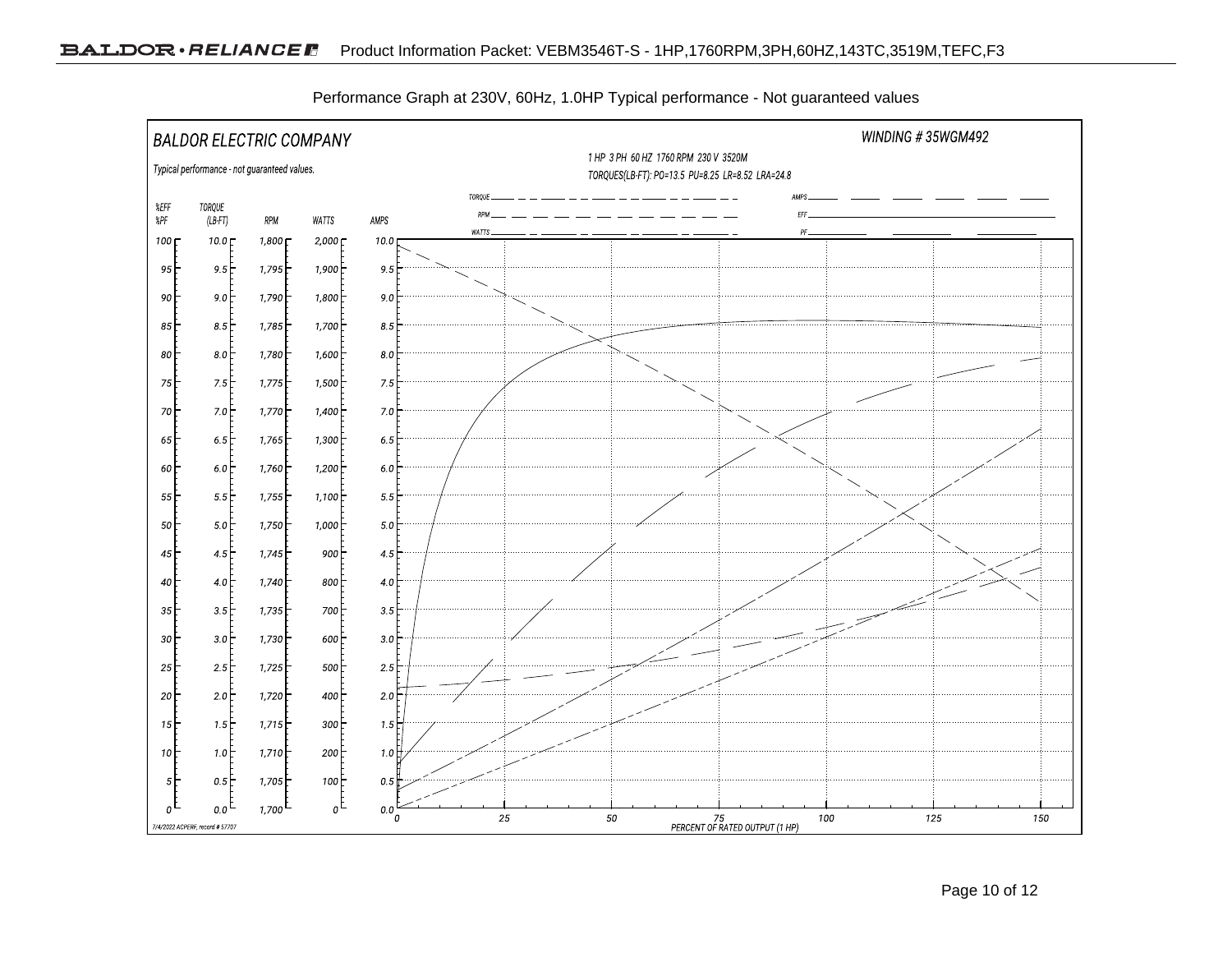Performance Graph at 230V, 60Hz, 1.0HP Typical performance - Not guaranteed values

BALDOR ELECTRIC COMPANY

WINDING # 35WGM492

Typical performance - not guaranteed values.

1 HP 3 PH 60 HZ 1760 RPM 230 V 3520M

TORQUES(LB-FT): PO=13.5 PU=8.25 LR=8.52 LRA=24.8

TORQUE, RPM, WATTS, AMPS, EFF, PF

| %EFF %PF | TORQUE (LB-FT) | RPM | WATTS | AMPS |
|---|---|---|---|---|
| 100 | 10.0 | 1,800 | 2,000 | 10.0 |
| 95 | 9.5 | 1,795 | 1,900 | 9.5 |
| 90 | 9.0 | 1,790 | 1,800 | 9.0 |
| 85 | 8.5 | 1,785 | 1,700 | 8.5 |
| 80 | 8.0 | 1,780 | 1,600 | 8.0 |
| 75 | 7.5 | 1,775 | 1,500 | 7.5 |
| 70 | 7.0 | 1,770 | 1,400 | 7.0 |
| 65 | 6.5 | 1,765 | 1,300 | 6.5 |
| 60 | 6.0 | 1,760 | 1,200 | 6.0 |
| 55 | 5.5 | 1,755 | 1,100 | 5.5 |
| 50 | 5.0 | 1,750 | 1,000 | 5.0 |
| 45 | 4.5 | 1,745 | 900 | 4.5 |
| 40 | 4.0 | 1,740 | 800 | 4.0 |
| 35 | 3.5 | 1,735 | 700 | 3.5 |
| 30 | 3.0 | 1,730 | 600 | 3.0 |
| 25 | 2.5 | 1,725 | 500 | 2.5 |
| 20 | 2.0 | 1,720 | 400 | 2.0 |
| 15 | 1.5 | 1,715 | 300 | 1.5 |
| 10 | 1.0 | 1,710 | 200 | 1.0 |
| 5 | 0.5 | 1,705 | 100 | 0.5 |
| 0 | 0.0 | 1,700 | 0 | 0.0 |

PERCENT OF RATED OUTPUT (1 HP): 0, 25, 50, 75, 100, 125, 150

7/4/2022 ACPERF, record # 57707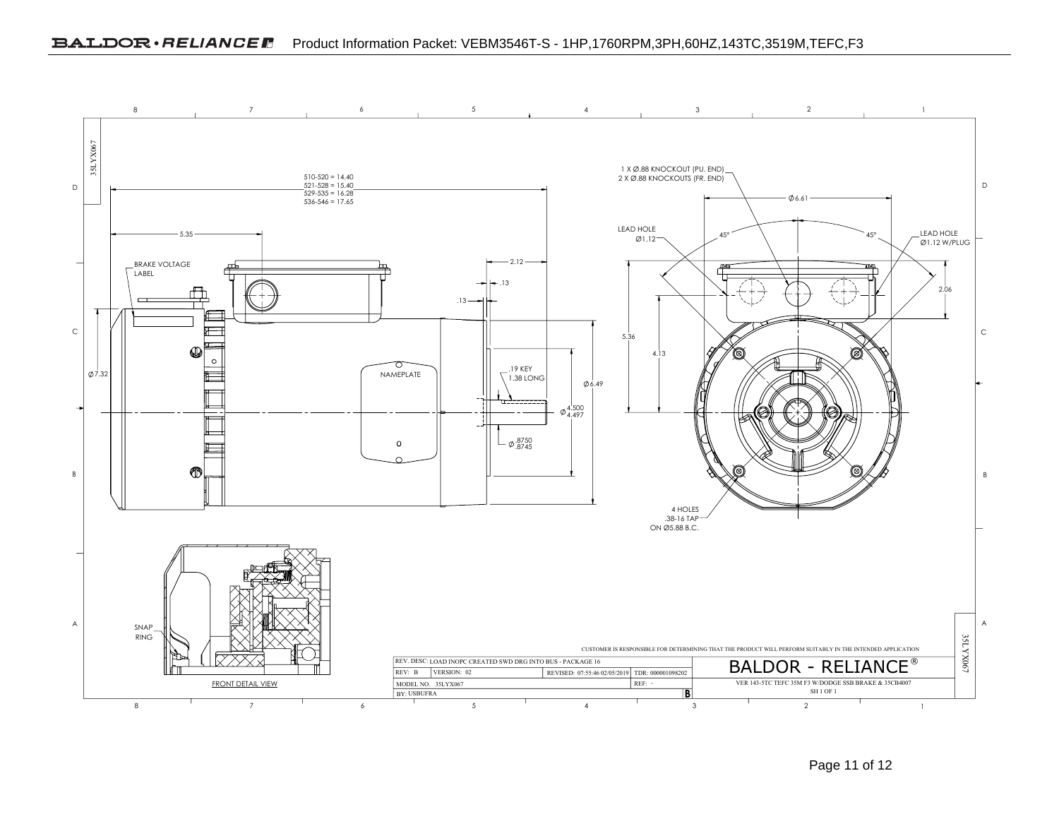# Product Information Packet: VEBM3546T-S - 1HP,1760RPM,3PH,60HZ,143TC,3519M,TEFC,F3

35LYX067

510-520 = 14.40
521-528 = 15.40
529-535 = 16.28
536-546 = 17.65

5.35

BRAKE VOLTAGE LABEL

2.12

.13

.13

Ø7.32

NAMEPLATE

.19 KEY
1.38 LONG

Ø6.49

Ø 4.500 / 4.497

Ø .8750 / .8745

1 X Ø.88 KNOCKOUT (PU. END)
2 X Ø.88 KNOCKOUTS (FR. END)

Ø6.61

LEAD HOLE
Ø1.12

45°

45°

LEAD HOLE
Ø1.12 W/PLUG

2.06

5.36

4.13

4 HOLES
.38-16 TAP
ON Ø5.88 B.C.

SNAP RING

FRONT DETAIL VIEW

CUSTOMER IS RESPONSIBLE FOR DETERMINING THAT THE PRODUCT WILL PERFORM SUITABLY IN THE INTENDED APPLICATION

| REV. DESC: LOAD INOPC CREATED SWD DRG INTO BUS - PACKAGE 16 | | | |
|---|---|---|---|
| REV: B | VERSION: 02 | REVISED: 07:55:46 02/05/2019 | TDR: 000001098202 |
| MODEL NO. 35LYX067 | | | REF: - |
| BY: USBUFRA | | | B |

BALDOR - RELIANCE®

VER 143-5TC TEFC 35M F3 W/DODGE SSB BRAKE & 35CB4007

SH 1 OF 1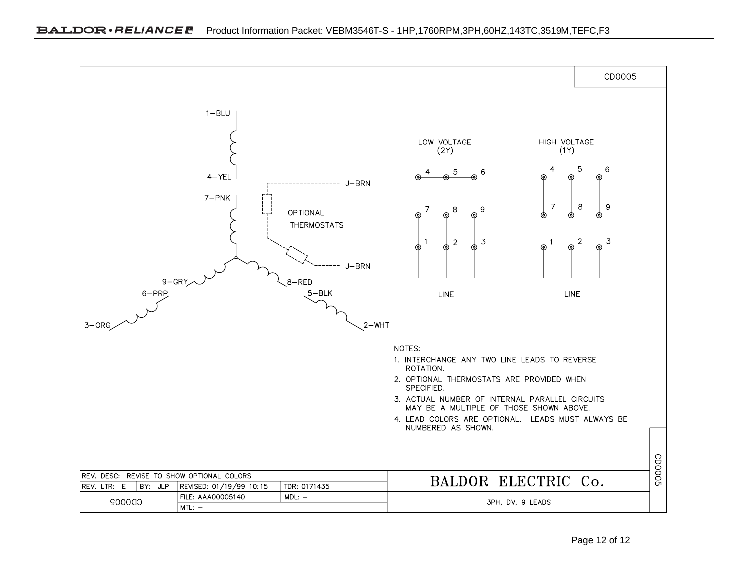CD0005

1-BLU

4-YEL

7-PNK

J-BRN

OPTIONAL

THERMOSTATS

J-BRN

9-GRY

8-RED

6-PRP

5-BLK

3-ORG

2-WHT

LOW VOLTAGE
(2Y)

4 5 6

7 8 9

1 2 3

LINE

HIGH VOLTAGE
(1Y)

4 5 6

7 8 9

1 2 3

LINE

NOTES:

1. INTERCHANGE ANY TWO LINE LEADS TO REVERSE ROTATION.
2. OPTIONAL THERMOSTATS ARE PROVIDED WHEN SPECIFIED.
3. ACTUAL NUMBER OF INTERNAL PARALLEL CIRCUITS MAY BE A MULTIPLE OF THOSE SHOWN ABOVE.
4. LEAD COLORS ARE OPTIONAL. LEADS MUST ALWAYS BE NUMBERED AS SHOWN.

| | | | | |
|---|---|---|---|---|
| REV. DESC: REVISE TO SHOW OPTIONAL COLORS | | | | BALDOR ELECTRIC Co. |
| REV. LTR: E | BY: JLP | REVISED: 01/19/99 10:15 | TDR: 0171435 | |
| CD0005 | | FILE: AAA00005140 | MDL: – | 3PH, DV, 9 LEADS |
| | | MTL: – | | |

CD0005